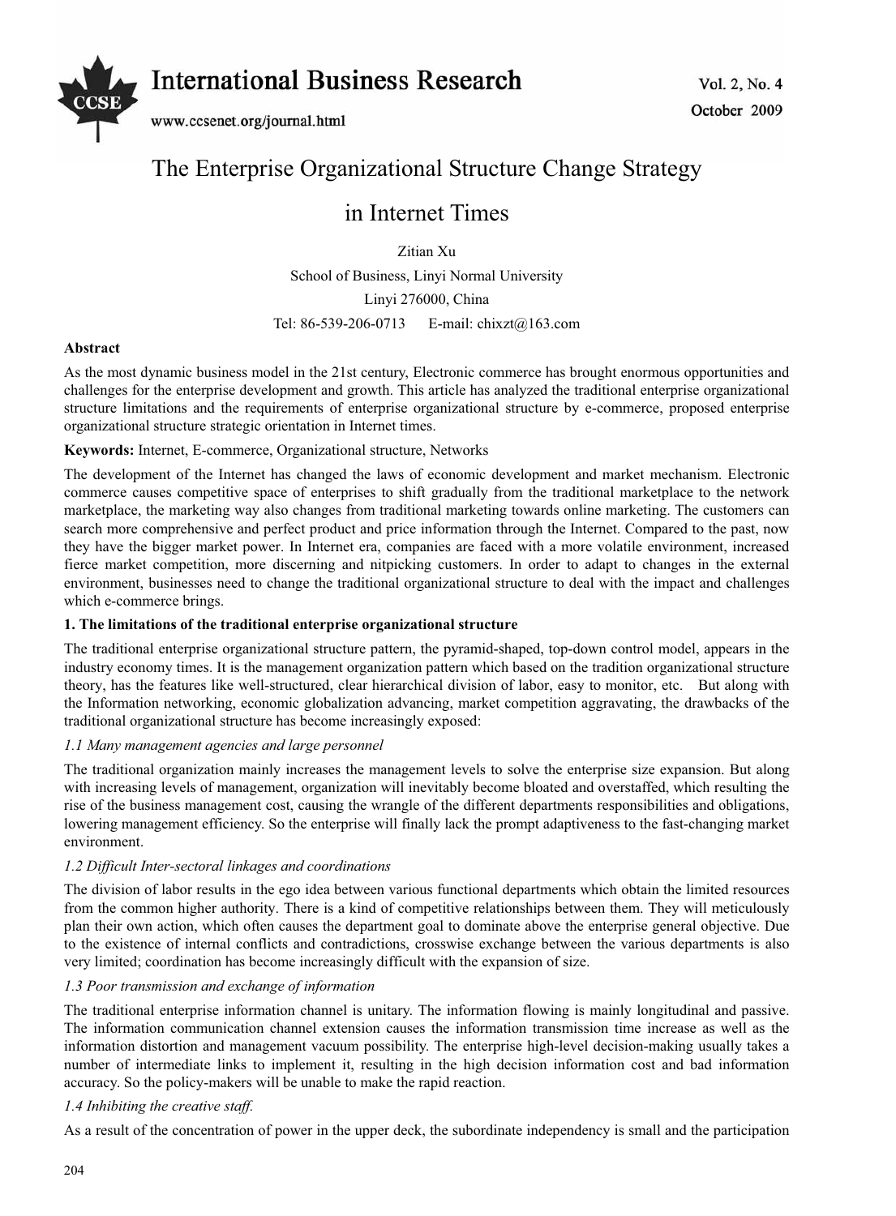# The Enterprise Organizational Structure Change Strategy in Internet Times

Zitian Xu

School of Business, Linyi Normal University

Linyi 276000, China

Tel: 86-539-206-0713 E-mail: chixzt@163.com

**Abstract**

As the most dynamic business model in the 21st century, Electronic commerce has brought enormous opportunities and challenges for the enterprise development and growth. This article has analyzed the traditional enterprise organizational structure limitations and the requirements of enterprise organizational structure by e-commerce, proposed enterprise organizational structure strategic orientation in Internet times.

**Keywords:** Internet, E-commerce, Organizational structure, Networks

The development of the Internet has changed the laws of economic development and market mechanism. Electronic commerce causes competitive space of enterprises to shift gradually from the traditional marketplace to the network marketplace, the marketing way also changes from traditional marketing towards online marketing. The customers can search more comprehensive and perfect product and price information through the Internet. Compared to the past, now they have the bigger market power. In Internet era, companies are faced with a more volatile environment, increased fierce market competition, more discerning and nitpicking customers. In order to adapt to changes in the external environment, businesses need to change the traditional organizational structure to deal with the impact and challenges which e-commerce brings.

## 1. The limitations of the traditional enterprise organizational structure

The traditional enterprise organizational structure pattern, the pyramid-shaped, top-down control model, appears in the industry economy times. It is the management organization pattern which based on the tradition organizational structure theory, has the features like well-structured, clear hierarchical division of labor, easy to monitor, etc. But along with the Information networking, economic globalization advancing, market competition aggravating, the drawbacks of the traditional organizational structure has become increasingly exposed:

### *1.1 Many management agencies and large personnel*

The traditional organization mainly increases the management levels to solve the enterprise size expansion. But along with increasing levels of management, organization will inevitably become bloated and overstaffed, which resulting the rise of the business management cost, causing the wrangle of the different departments responsibilities and obligations, lowering management efficiency. So the enterprise will finally lack the prompt adaptiveness to the fast-changing market environment.

### *1.2 Difficult Inter-sectoral linkages and coordinations*

The division of labor results in the ego idea between various functional departments which obtain the limited resources from the common higher authority. There is a kind of competitive relationships between them. They will meticulously plan their own action, which often causes the department goal to dominate above the enterprise general objective. Due to the existence of internal conflicts and contradictions, crosswise exchange between the various departments is also very limited; coordination has become increasingly difficult with the expansion of size.

### *1.3 Poor transmission and exchange of information*

The traditional enterprise information channel is unitary. The information flowing is mainly longitudinal and passive. The information communication channel extension causes the information transmission time increase as well as the information distortion and management vacuum possibility. The enterprise high-level decision-making usually takes a number of intermediate links to implement it, resulting in the high decision information cost and bad information accuracy. So the policy-makers will be unable to make the rapid reaction.

### *1.4 Inhibiting the creative staff.*

As a result of the concentration of power in the upper deck, the subordinate independency is small and the participation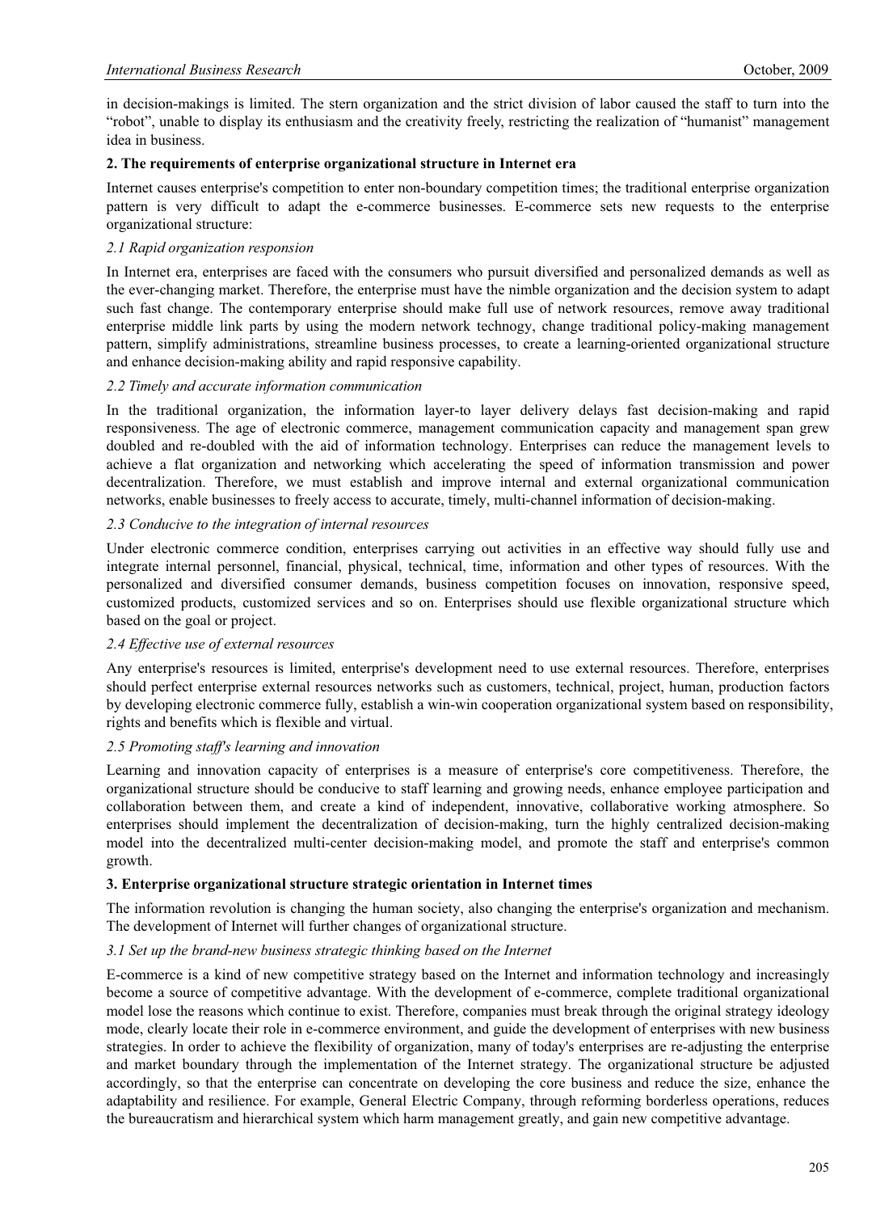in decision-makings is limited. The stern organization and the strict division of labor caused the staff to turn into the "robot", unable to display its enthusiasm and the creativity freely, restricting the realization of "humanist" management idea in business.

## 2. The requirements of enterprise organizational structure in Internet era

Internet causes enterprise's competition to enter non-boundary competition times; the traditional enterprise organization pattern is very difficult to adapt the e-commerce businesses. E-commerce sets new requests to the enterprise organizational structure:

### *2.1 Rapid organization responsion*

In Internet era, enterprises are faced with the consumers who pursuit diversified and personalized demands as well as the ever-changing market. Therefore, the enterprise must have the nimble organization and the decision system to adapt such fast change. The contemporary enterprise should make full use of network resources, remove away traditional enterprise middle link parts by using the modern network technogy, change traditional policy-making management pattern, simplify administrations, streamline business processes, to create a learning-oriented organizational structure and enhance decision-making ability and rapid responsive capability.

### *2.2 Timely and accurate information communication*

In the traditional organization, the information layer-to layer delivery delays fast decision-making and rapid responsiveness. The age of electronic commerce, management communication capacity and management span grew doubled and re-doubled with the aid of information technology. Enterprises can reduce the management levels to achieve a flat organization and networking which accelerating the speed of information transmission and power decentralization. Therefore, we must establish and improve internal and external organizational communication networks, enable businesses to freely access to accurate, timely, multi-channel information of decision-making.

### *2.3 Conducive to the integration of internal resources*

Under electronic commerce condition, enterprises carrying out activities in an effective way should fully use and integrate internal personnel, financial, physical, technical, time, information and other types of resources. With the personalized and diversified consumer demands, business competition focuses on innovation, responsive speed, customized products, customized services and so on. Enterprises should use flexible organizational structure which based on the goal or project.

### *2.4 Effective use of external resources*

Any enterprise's resources is limited, enterprise's development need to use external resources. Therefore, enterprises should perfect enterprise external resources networks such as customers, technical, project, human, production factors by developing electronic commerce fully, establish a win-win cooperation organizational system based on responsibility, rights and benefits which is flexible and virtual.

### *2.5 Promoting staff's learning and innovation*

Learning and innovation capacity of enterprises is a measure of enterprise's core competitiveness. Therefore, the organizational structure should be conducive to staff learning and growing needs, enhance employee participation and collaboration between them, and create a kind of independent, innovative, collaborative working atmosphere. So enterprises should implement the decentralization of decision-making, turn the highly centralized decision-making model into the decentralized multi-center decision-making model, and promote the staff and enterprise's common growth.

## 3. Enterprise organizational structure strategic orientation in Internet times

The information revolution is changing the human society, also changing the enterprise's organization and mechanism. The development of Internet will further changes of organizational structure.

### *3.1 Set up the brand-new business strategic thinking based on the Internet*

E-commerce is a kind of new competitive strategy based on the Internet and information technology and increasingly become a source of competitive advantage. With the development of e-commerce, complete traditional organizational model lose the reasons which continue to exist. Therefore, companies must break through the original strategy ideology mode, clearly locate their role in e-commerce environment, and guide the development of enterprises with new business strategies. In order to achieve the flexibility of organization, many of today's enterprises are re-adjusting the enterprise and market boundary through the implementation of the Internet strategy. The organizational structure be adjusted accordingly, so that the enterprise can concentrate on developing the core business and reduce the size, enhance the adaptability and resilience. For example, General Electric Company, through reforming borderless operations, reduces the bureaucratism and hierarchical system which harm management greatly, and gain new competitive advantage.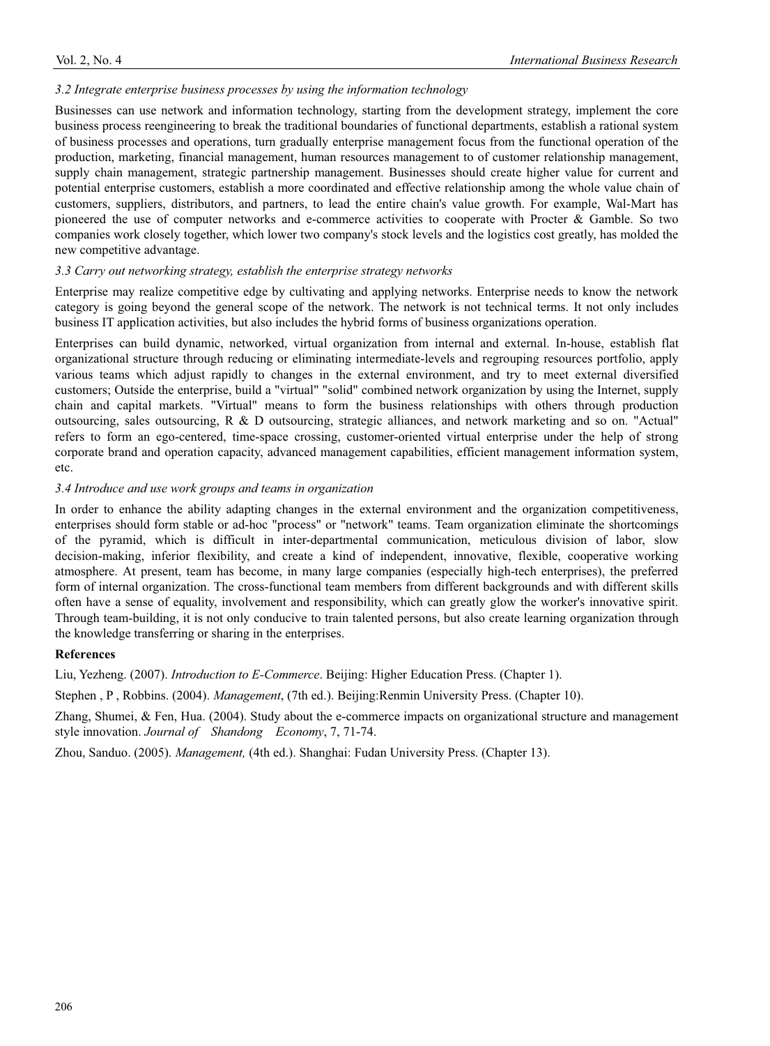### 3.2 Integrate enterprise business processes by using the information technology

Businesses can use network and information technology, starting from the development strategy, implement the core business process reengineering to break the traditional boundaries of functional departments, establish a rational system of business processes and operations, turn gradually enterprise management focus from the functional operation of the production, marketing, financial management, human resources management to of customer relationship management, supply chain management, strategic partnership management. Businesses should create higher value for current and potential enterprise customers, establish a more coordinated and effective relationship among the whole value chain of customers, suppliers, distributors, and partners, to lead the entire chain's value growth. For example, Wal-Mart has pioneered the use of computer networks and e-commerce activities to cooperate with Procter & Gamble. So two companies work closely together, which lower two company's stock levels and the logistics cost greatly, has molded the new competitive advantage.

### 3.3 Carry out networking strategy, establish the enterprise strategy networks

Enterprise may realize competitive edge by cultivating and applying networks. Enterprise needs to know the network category is going beyond the general scope of the network. The network is not technical terms. It not only includes business IT application activities, but also includes the hybrid forms of business organizations operation.

Enterprises can build dynamic, networked, virtual organization from internal and external. In-house, establish flat organizational structure through reducing or eliminating intermediate-levels and regrouping resources portfolio, apply various teams which adjust rapidly to changes in the external environment, and try to meet external diversified customers; Outside the enterprise, build a "virtual" "solid" combined network organization by using the Internet, supply chain and capital markets. "Virtual" means to form the business relationships with others through production outsourcing, sales outsourcing, R & D outsourcing, strategic alliances, and network marketing and so on. "Actual" refers to form an ego-centered, time-space crossing, customer-oriented virtual enterprise under the help of strong corporate brand and operation capacity, advanced management capabilities, efficient management information system, etc.

### 3.4 Introduce and use work groups and teams in organization

In order to enhance the ability adapting changes in the external environment and the organization competitiveness, enterprises should form stable or ad-hoc "process" or "network" teams. Team organization eliminate the shortcomings of the pyramid, which is difficult in inter-departmental communication, meticulous division of labor, slow decision-making, inferior flexibility, and create a kind of independent, innovative, flexible, cooperative working atmosphere. At present, team has become, in many large companies (especially high-tech enterprises), the preferred form of internal organization. The cross-functional team members from different backgrounds and with different skills often have a sense of equality, involvement and responsibility, which can greatly glow the worker's innovative spirit. Through team-building, it is not only conducive to train talented persons, but also create learning organization through the knowledge transferring or sharing in the enterprises.

**References**

Liu, Yezheng. (2007). *Introduction to E-Commerce*. Beijing: Higher Education Press. (Chapter 1).

Stephen , P , Robbins. (2004). *Management*, (7th ed.). Beijing:Renmin University Press. (Chapter 10).

Zhang, Shumei, & Fen, Hua. (2004). Study about the e-commerce impacts on organizational structure and management style innovation. *Journal of Shandong Economy*, 7, 71-74.

Zhou, Sanduo. (2005). *Management,* (4th ed.). Shanghai: Fudan University Press. (Chapter 13).